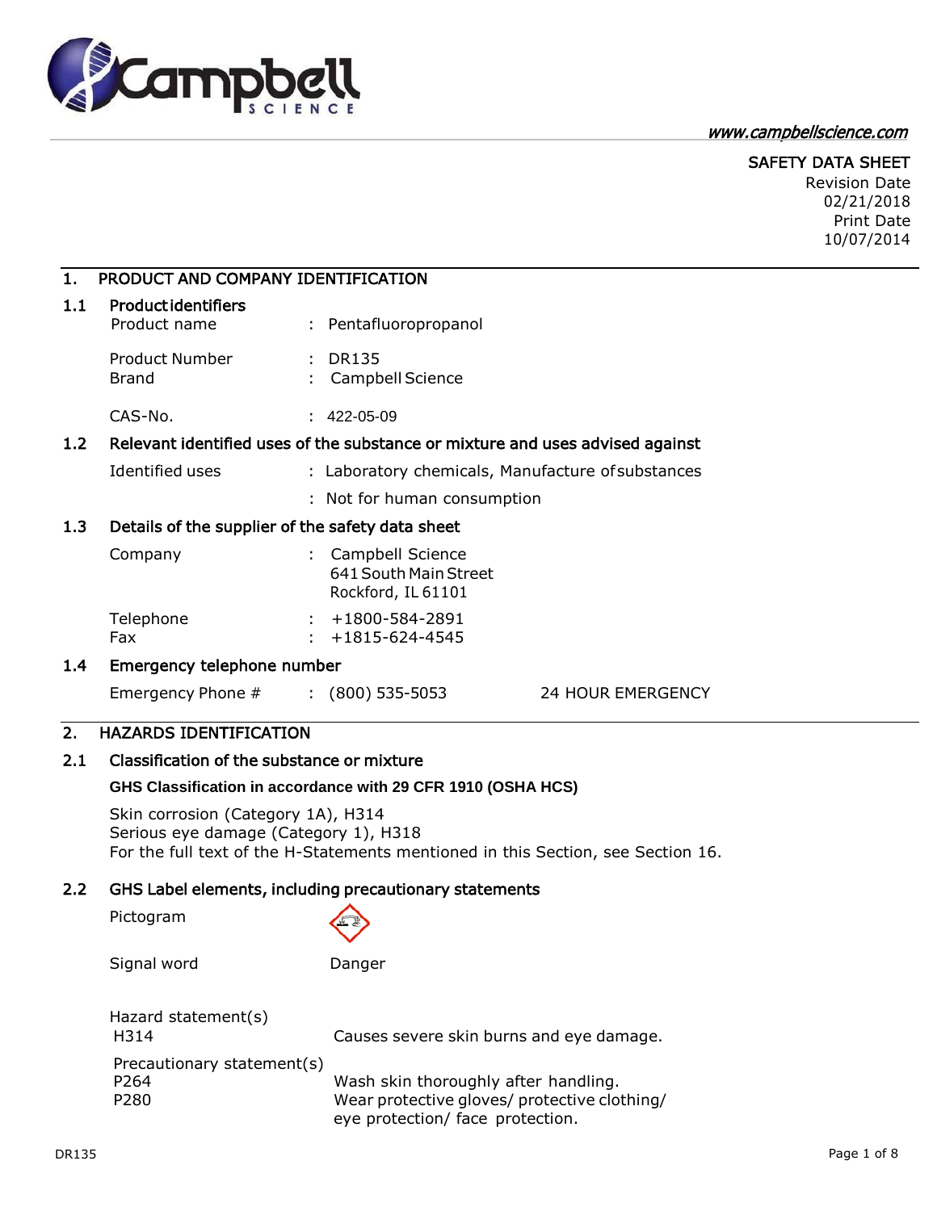www.campbellscience.com

SAFETY DATA SHEET
Revision Date
02/21/2018
Print Date
10/07/2014

# 1. PRODUCT AND COMPANY IDENTIFICATION

## 1.1 Product identifiers

| | | |
|---|---|---|
| Product name | : | Pentafluoropropanol |
| Product Number | : | DR135 |
| Brand | : | Campbell Science |
| CAS-No. | : | 422-05-09 |

## 1.2 Relevant identified uses of the substance or mixture and uses advised against

| | | |
|---|---|---|
| Identified uses | : | Laboratory chemicals, Manufacture of substances |
| | : | Not for human consumption |

## 1.3 Details of the supplier of the safety data sheet

| | | |
|---|---|---|
| Company | : | Campbell Science<br>641 South Main Street<br>Rockford, IL 61101 |
| Telephone | : | +1800-584-2891 |
| Fax | : | +1815-624-4545 |

## 1.4 Emergency telephone number

Emergency Phone # : (800) 535-5053 24 HOUR EMERGENCY

# 2. HAZARDS IDENTIFICATION

## 2.1 Classification of the substance or mixture

**GHS Classification in accordance with 29 CFR 1910 (OSHA HCS)**

Skin corrosion (Category 1A), H314
Serious eye damage (Category 1), H318
For the full text of the H-Statements mentioned in this Section, see Section 16.

## 2.2 GHS Label elements, including precautionary statements

Pictogram

Signal word: Danger

Hazard statement(s)

| | |
|---|---|
| H314 | Causes severe skin burns and eye damage. |

Precautionary statement(s)

| | |
|---|---|
| P264 | Wash skin thoroughly after handling. |
| P280 | Wear protective gloves/ protective clothing/ eye protection/ face protection. |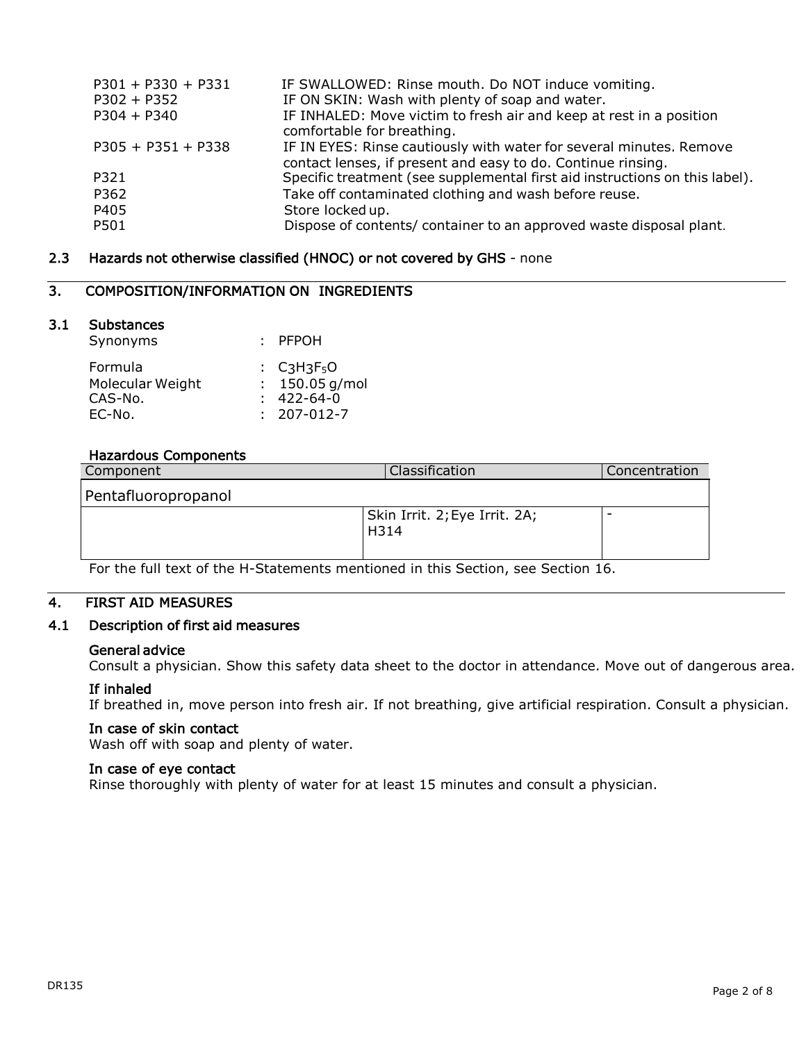| | |
|---|---|
| P301 + P330 + P331 | IF SWALLOWED: Rinse mouth. Do NOT induce vomiting. |
| P302 + P352 | IF ON SKIN: Wash with plenty of soap and water. |
| P304 + P340 | IF INHALED: Move victim to fresh air and keep at rest in a position comfortable for breathing. |
| P305 + P351 + P338 | IF IN EYES: Rinse cautiously with water for several minutes. Remove contact lenses, if present and easy to do. Continue rinsing. |
| P321 | Specific treatment (see supplemental first aid instructions on this label). |
| P362 | Take off contaminated clothing and wash before reuse. |
| P405 | Store locked up. |
| P501 | Dispose of contents/ container to an approved waste disposal plant. |

### 2.3 Hazards not otherwise classified (HNOC) or not covered by GHS - none

## 3. COMPOSITION/INFORMATION ON INGREDIENTS

### 3.1 Substances

Synonyms : PFPOH

Formula : $C_3H_3F_5O$
Molecular Weight : 150.05 g/mol
CAS-No. : 422-64-0
EC-No. : 207-012-7

#### Hazardous Components

| Component | Classification | Concentration |
|---|---|---|
| Pentafluoropropanol | | |
| | Skin Irrit. 2; Eye Irrit. 2A; H314 | - |

For the full text of the H-Statements mentioned in this Section, see Section 16.

## 4. FIRST AID MEASURES

### 4.1 Description of first aid measures

**General advice**
Consult a physician. Show this safety data sheet to the doctor in attendance. Move out of dangerous area.

**If inhaled**
If breathed in, move person into fresh air. If not breathing, give artificial respiration. Consult a physician.

**In case of skin contact**
Wash off with soap and plenty of water.

**In case of eye contact**
Rinse thoroughly with plenty of water for at least 15 minutes and consult a physician.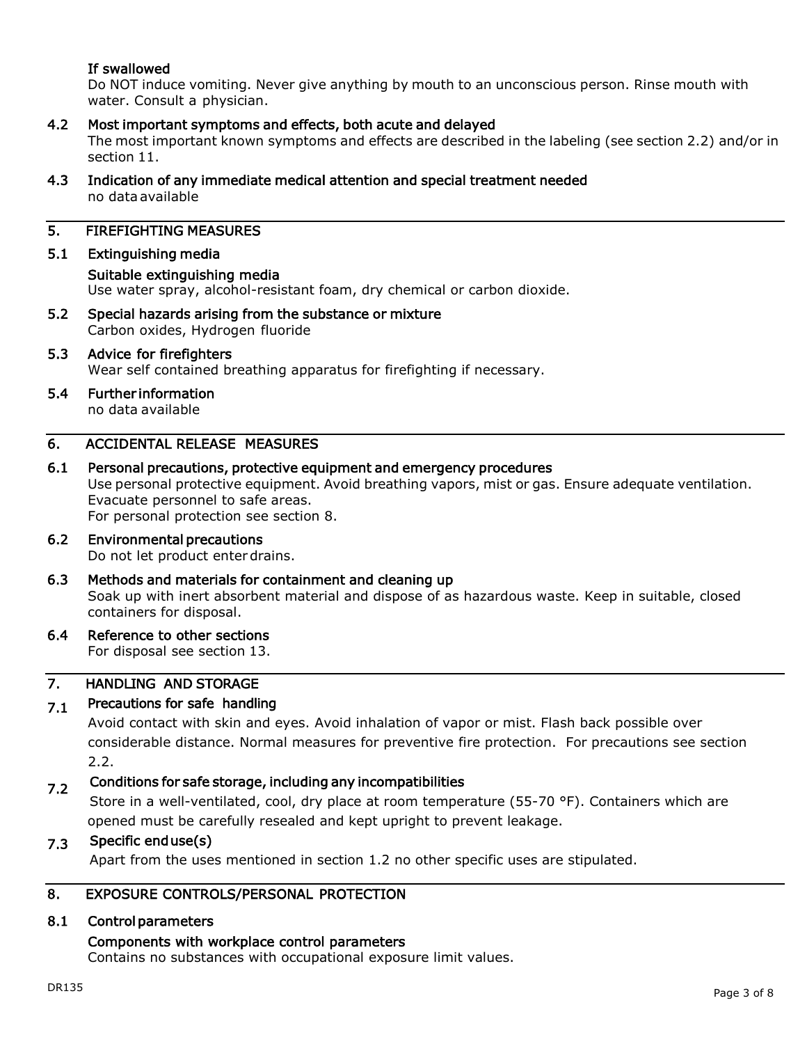**If swallowed**

Do NOT induce vomiting. Never give anything by mouth to an unconscious person. Rinse mouth with water. Consult a physician.

### 4.2 Most important symptoms and effects, both acute and delayed

The most important known symptoms and effects are described in the labeling (see section 2.2) and/or in section 11.

### 4.3 Indication of any immediate medical attention and special treatment needed

no data available

## 5. FIREFIGHTING MEASURES

### 5.1 Extinguishing media

**Suitable extinguishing media**

Use water spray, alcohol-resistant foam, dry chemical or carbon dioxide.

### 5.2 Special hazards arising from the substance or mixture

Carbon oxides, Hydrogen fluoride

### 5.3 Advice for firefighters

Wear self contained breathing apparatus for firefighting if necessary.

### 5.4 Further information

no data available

## 6. ACCIDENTAL RELEASE MEASURES

### 6.1 Personal precautions, protective equipment and emergency procedures

Use personal protective equipment. Avoid breathing vapors, mist or gas. Ensure adequate ventilation. Evacuate personnel to safe areas.
For personal protection see section 8.

### 6.2 Environmental precautions

Do not let product enter drains.

### 6.3 Methods and materials for containment and cleaning up

Soak up with inert absorbent material and dispose of as hazardous waste. Keep in suitable, closed containers for disposal.

### 6.4 Reference to other sections

For disposal see section 13.

## 7. HANDLING AND STORAGE

### 7.1 Precautions for safe handling

Avoid contact with skin and eyes. Avoid inhalation of vapor or mist. Flash back possible over considerable distance. Normal measures for preventive fire protection. For precautions see section 2.2.

### 7.2 Conditions for safe storage, including any incompatibilities

Store in a well-ventilated, cool, dry place at room temperature (55-70 °F). Containers which are opened must be carefully resealed and kept upright to prevent leakage.

### 7.3 Specific end use(s)

Apart from the uses mentioned in section 1.2 no other specific uses are stipulated.

## 8. EXPOSURE CONTROLS/PERSONAL PROTECTION

### 8.1 Control parameters

**Components with workplace control parameters**

Contains no substances with occupational exposure limit values.

DR135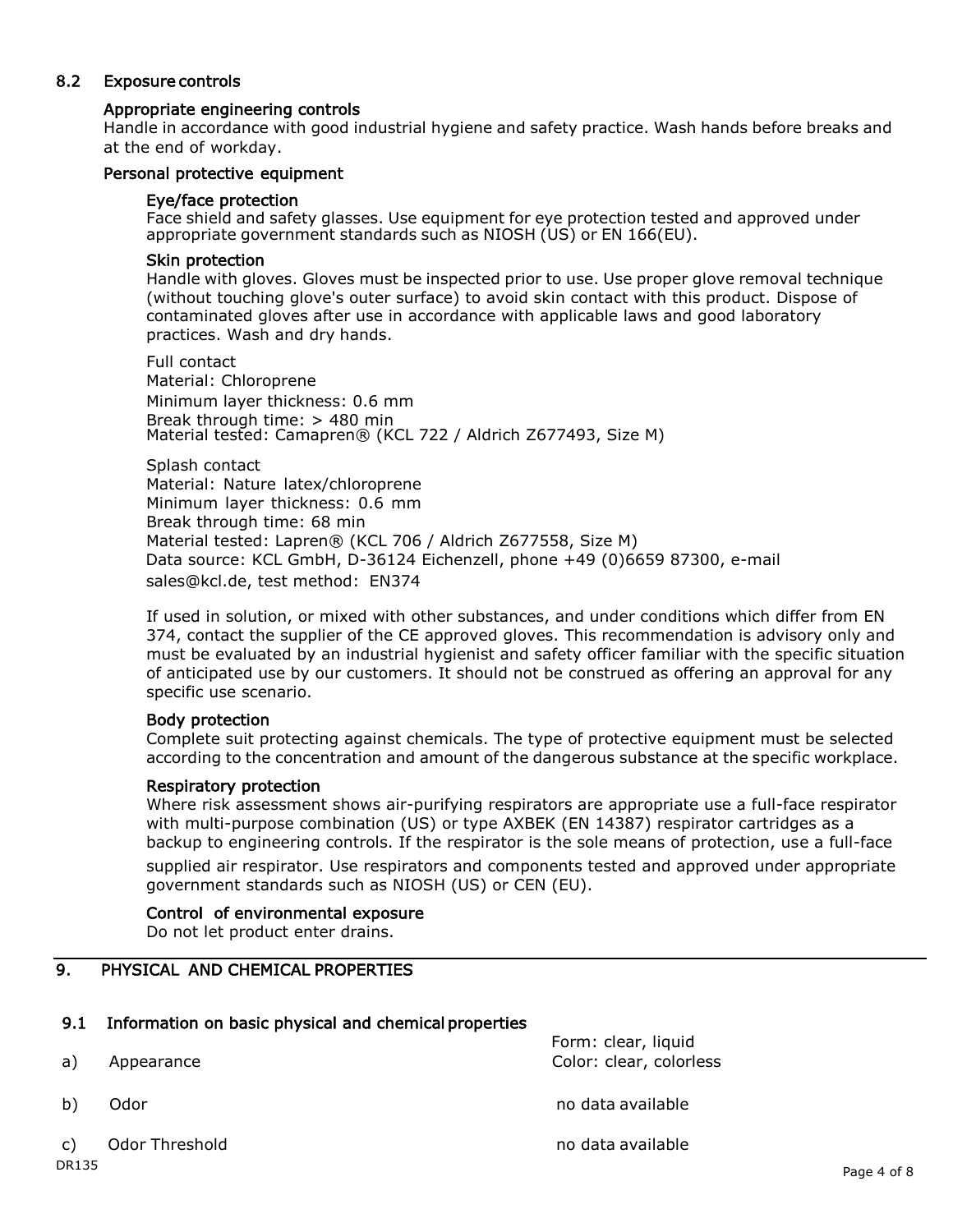## 8.2 Exposure controls

### Appropriate engineering controls

Handle in accordance with good industrial hygiene and safety practice. Wash hands before breaks and at the end of workday.

### Personal protective equipment

#### Eye/face protection

Face shield and safety glasses. Use equipment for eye protection tested and approved under appropriate government standards such as NIOSH (US) or EN 166(EU).

#### Skin protection

Handle with gloves. Gloves must be inspected prior to use. Use proper glove removal technique (without touching glove's outer surface) to avoid skin contact with this product. Dispose of contaminated gloves after use in accordance with applicable laws and good laboratory practices. Wash and dry hands.

Full contact
Material: Chloroprene
Minimum layer thickness: 0.6 mm
Break through time: > 480 min
Material tested: Camapren® (KCL 722 / Aldrich Z677493, Size M)

Splash contact
Material: Nature latex/chloroprene
Minimum layer thickness: 0.6 mm
Break through time: 68 min
Material tested: Lapren® (KCL 706 / Aldrich Z677558, Size M)
Data source: KCL GmbH, D-36124 Eichenzell, phone +49 (0)6659 87300, e-mail sales@kcl.de, test method: EN374

If used in solution, or mixed with other substances, and under conditions which differ from EN 374, contact the supplier of the CE approved gloves. This recommendation is advisory only and must be evaluated by an industrial hygienist and safety officer familiar with the specific situation of anticipated use by our customers. It should not be construed as offering an approval for any specific use scenario.

#### Body protection

Complete suit protecting against chemicals. The type of protective equipment must be selected according to the concentration and amount of the dangerous substance at the specific workplace.

#### Respiratory protection

Where risk assessment shows air-purifying respirators are appropriate use a full-face respirator with multi-purpose combination (US) or type AXBEK (EN 14387) respirator cartridges as a backup to engineering controls. If the respirator is the sole means of protection, use a full-face supplied air respirator. Use respirators and components tested and approved under appropriate government standards such as NIOSH (US) or CEN (EU).

#### Control of environmental exposure

Do not let product enter drains.

# 9. PHYSICAL AND CHEMICAL PROPERTIES

## 9.1 Information on basic physical and chemical properties

| | | |
|---|---|---|
| a) | Appearance | Form: clear, liquid<br>Color: clear, colorless |
| b) | Odor | no data available |
| c) | Odor Threshold | no data available |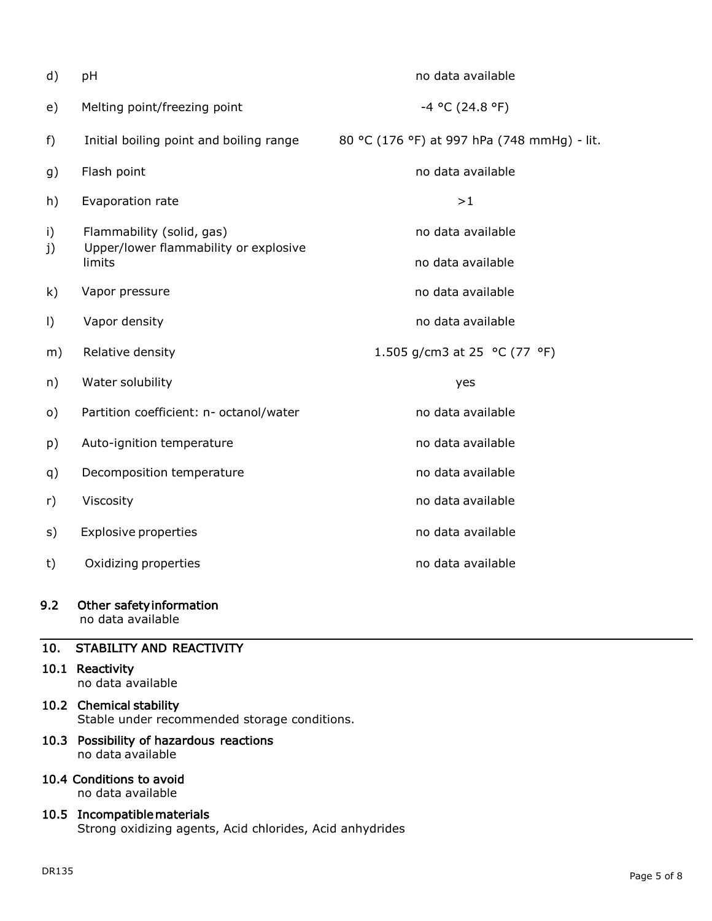| | | |
|---|---|---|
| d) | pH | no data available |
| e) | Melting point/freezing point | -4 °C (24.8 °F) |
| f) | Initial boiling point and boiling range | 80 °C (176 °F) at 997 hPa (748 mmHg) - lit. |
| g) | Flash point | no data available |
| h) | Evaporation rate | >1 |
| i) | Flammability (solid, gas) | no data available |
| j) | Upper/lower flammability or explosive limits | no data available |
| k) | Vapor pressure | no data available |
| l) | Vapor density | no data available |
| m) | Relative density | 1.505 g/cm3 at 25 °C (77 °F) |
| n) | Water solubility | yes |
| o) | Partition coefficient: n- octanol/water | no data available |
| p) | Auto-ignition temperature | no data available |
| q) | Decomposition temperature | no data available |
| r) | Viscosity | no data available |
| s) | Explosive properties | no data available |
| t) | Oxidizing properties | no data available |

### 9.2 Other safety information

no data available

## 10. STABILITY AND REACTIVITY

### 10.1 Reactivity

no data available

### 10.2 Chemical stability

Stable under recommended storage conditions.

### 10.3 Possibility of hazardous reactions

no data available

### 10.4 Conditions to avoid

no data available

### 10.5 Incompatible materials

Strong oxidizing agents, Acid chlorides, Acid anhydrides

DR135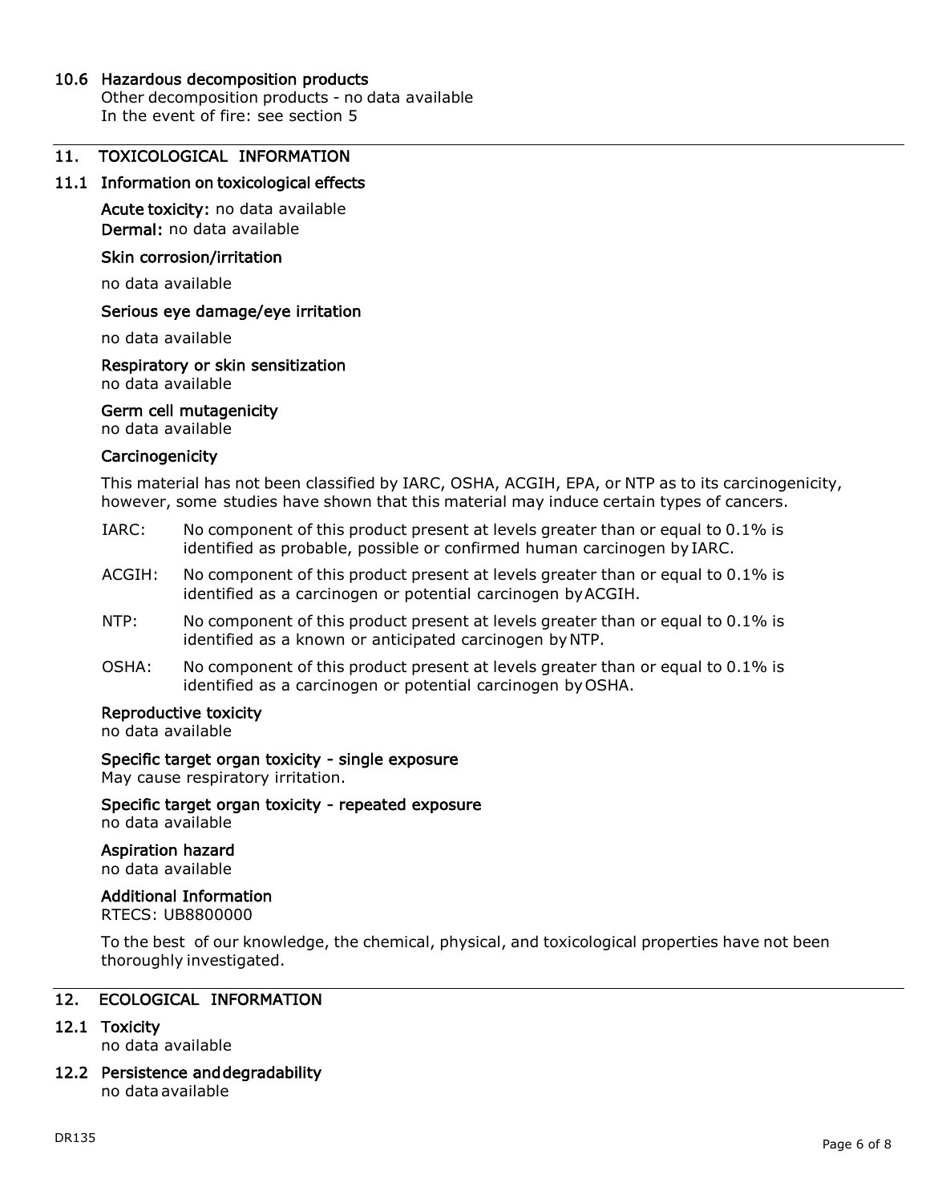### 10.6 Hazardous decomposition products

Other decomposition products - no data available
In the event of fire: see section 5

## 11. TOXICOLOGICAL INFORMATION

### 11.1 Information on toxicological effects

**Acute toxicity:** no data available
**Dermal:** no data available

**Skin corrosion/irritation**

no data available

**Serious eye damage/eye irritation**

no data available

**Respiratory or skin sensitization**
no data available

**Germ cell mutagenicity**
no data available

**Carcinogenicity**

This material has not been classified by IARC, OSHA, ACGIH, EPA, or NTP as to its carcinogenicity, however, some studies have shown that this material may induce certain types of cancers.

- IARC: No component of this product present at levels greater than or equal to 0.1% is identified as probable, possible or confirmed human carcinogen by IARC.
- ACGIH: No component of this product present at levels greater than or equal to 0.1% is identified as a carcinogen or potential carcinogen by ACGIH.
- NTP: No component of this product present at levels greater than or equal to 0.1% is identified as a known or anticipated carcinogen by NTP.
- OSHA: No component of this product present at levels greater than or equal to 0.1% is identified as a carcinogen or potential carcinogen by OSHA.

**Reproductive toxicity**
no data available

**Specific target organ toxicity - single exposure**
May cause respiratory irritation.

**Specific target organ toxicity - repeated exposure**
no data available

**Aspiration hazard**
no data available

**Additional Information**
RTECS: UB8800000

To the best of our knowledge, the chemical, physical, and toxicological properties have not been thoroughly investigated.

## 12. ECOLOGICAL INFORMATION

### 12.1 Toxicity

no data available

### 12.2 Persistence and degradability

no data available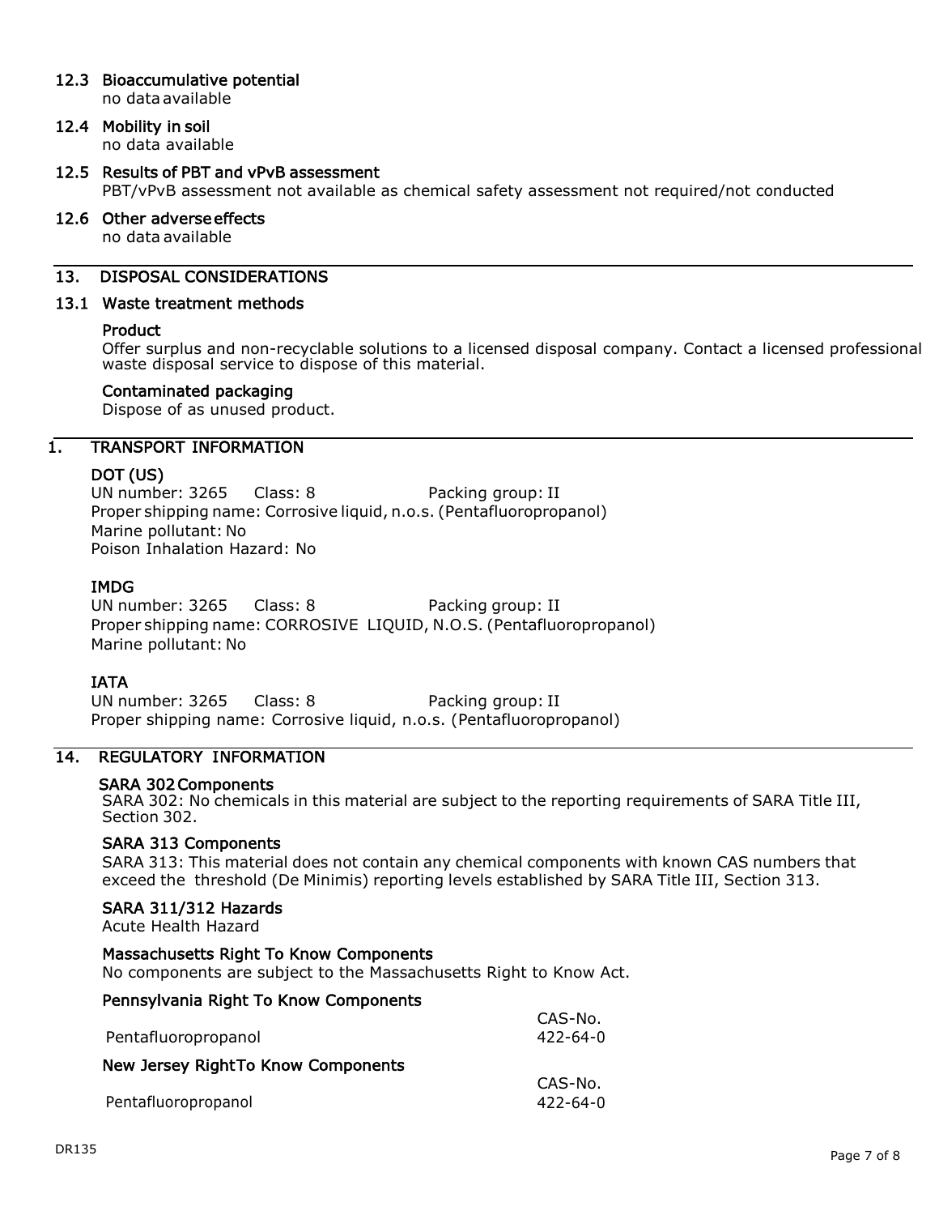### 12.3 Bioaccumulative potential

no data available

### 12.4 Mobility in soil

no data available

### 12.5 Results of PBT and vPvB assessment

PBT/vPvB assessment not available as chemical safety assessment not required/not conducted

### 12.6 Other adverse effects

no data available

## 13. DISPOSAL CONSIDERATIONS

### 13.1 Waste treatment methods

**Product**

Offer surplus and non-recyclable solutions to a licensed disposal company. Contact a licensed professional waste disposal service to dispose of this material.

**Contaminated packaging**

Dispose of as unused product.

## 1. TRANSPORT INFORMATION

**DOT (US)**

UN number: 3265 Class: 8 Packing group: II
Proper shipping name: Corrosive liquid, n.o.s. (Pentafluoropropanol)
Marine pollutant: No
Poison Inhalation Hazard: No

**IMDG**

UN number: 3265 Class: 8 Packing group: II
Proper shipping name: CORROSIVE LIQUID, N.O.S. (Pentafluoropropanol)
Marine pollutant: No

**IATA**

UN number: 3265 Class: 8 Packing group: II
Proper shipping name: Corrosive liquid, n.o.s. (Pentafluoropropanol)

## 14. REGULATORY INFORMATION

**SARA 302 Components**

SARA 302: No chemicals in this material are subject to the reporting requirements of SARA Title III, Section 302.

**SARA 313 Components**

SARA 313: This material does not contain any chemical components with known CAS numbers that exceed the threshold (De Minimis) reporting levels established by SARA Title III, Section 313.

**SARA 311/312 Hazards**

Acute Health Hazard

**Massachusetts Right To Know Components**

No components are subject to the Massachusetts Right to Know Act.

**Pennsylvania Right To Know Components**

| | CAS-No. |
|---|---|
| Pentafluoropropanol | 422-64-0 |

**New Jersey Right To Know Components**

| | CAS-No. |
|---|---|
| Pentafluoropropanol | 422-64-0 |

DR135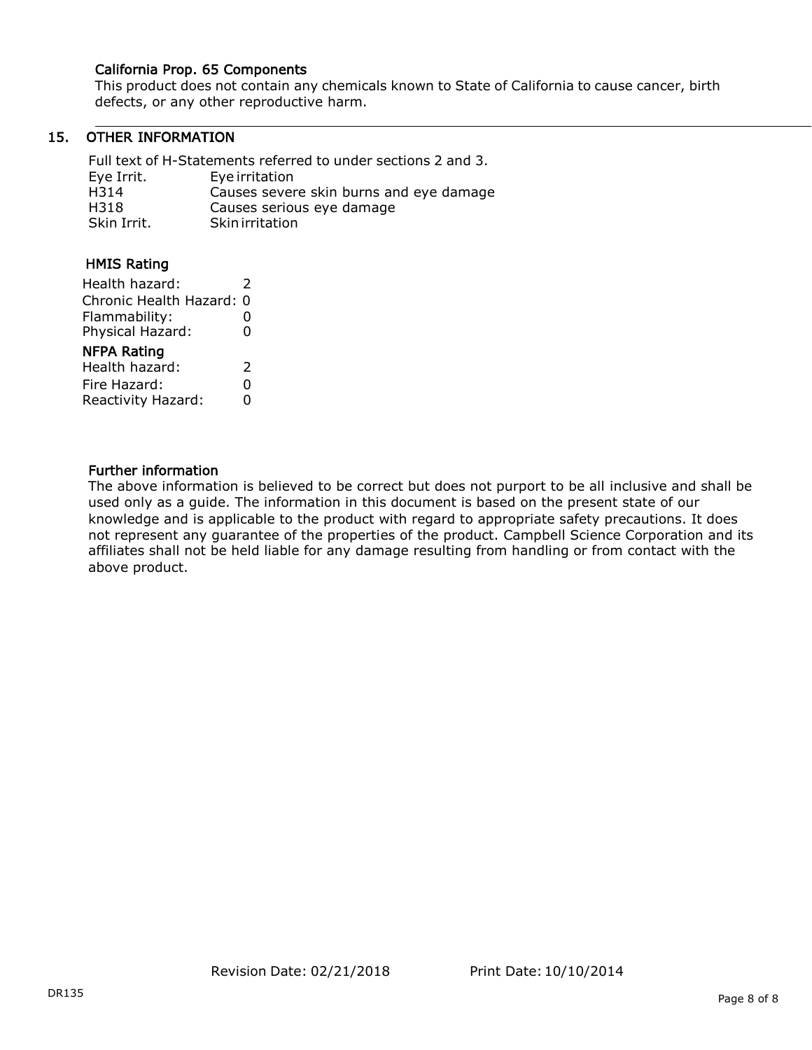### California Prop. 65 Components

This product does not contain any chemicals known to State of California to cause cancer, birth defects, or any other reproductive harm.

## 15. OTHER INFORMATION

Full text of H-Statements referred to under sections 2 and 3.

| | |
|---|---|
| Eye Irrit. | Eye irritation |
| H314 | Causes severe skin burns and eye damage |
| H318 | Causes serious eye damage |
| Skin Irrit. | Skin irritation |

### HMIS Rating

| | |
|---|---|
| Health hazard: | 2 |
| Chronic Health Hazard: | 0 |
| Flammability: | 0 |
| Physical Hazard: | 0 |

### NFPA Rating

| | |
|---|---|
| Health hazard: | 2 |
| Fire Hazard: | 0 |
| Reactivity Hazard: | 0 |

### Further information

The above information is believed to be correct but does not purport to be all inclusive and shall be used only as a guide. The information in this document is based on the present state of our knowledge and is applicable to the product with regard to appropriate safety precautions. It does not represent any guarantee of the properties of the product. Campbell Science Corporation and its affiliates shall not be held liable for any damage resulting from handling or from contact with the above product.

Revision Date: 02/21/2018 Print Date: 10/10/2014

DR135